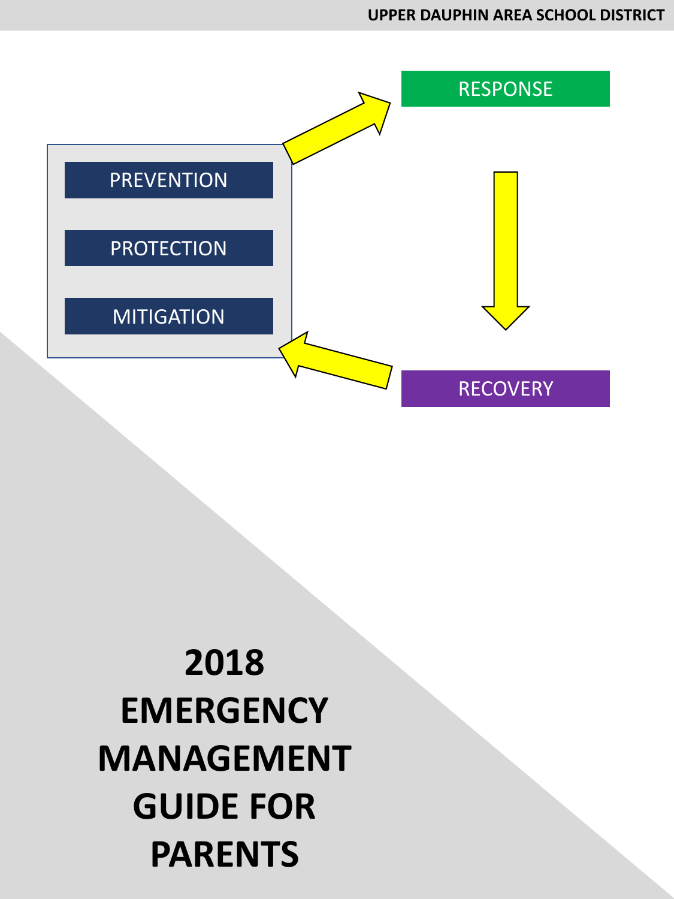UPPER DAUPHIN AREA SCHOOL DISTRICT

PREVENTION

PROTECTION

MITIGATION

RESPONSE

RECOVERY

# 2018 EMERGENCY MANAGEMENT GUIDE FOR PARENTS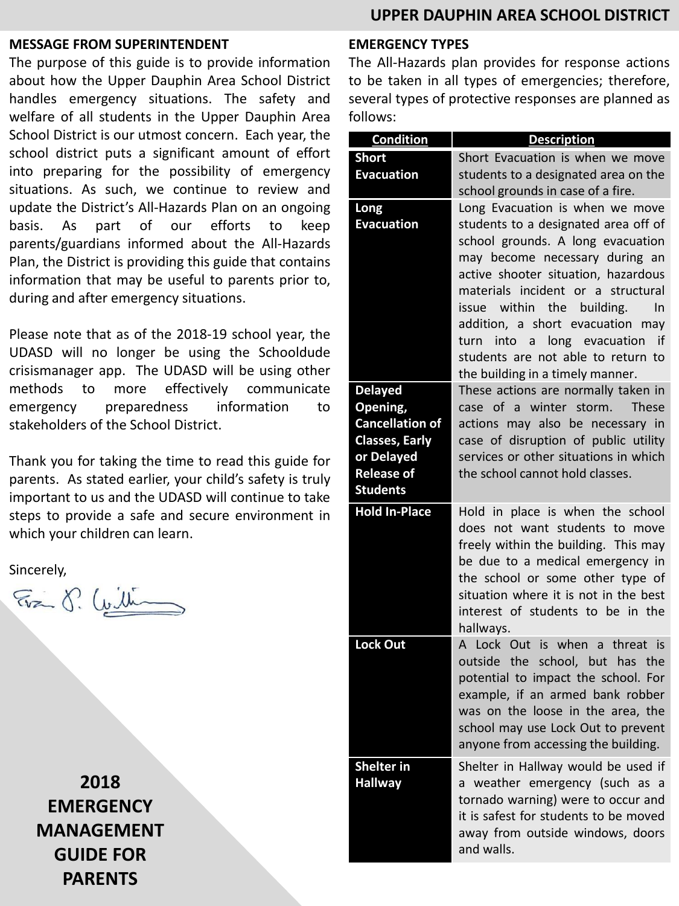## MESSAGE FROM SUPERINTENDENT

The purpose of this guide is to provide information about how the Upper Dauphin Area School District handles emergency situations. The safety and welfare of all students in the Upper Dauphin Area School District is our utmost concern. Each year, the school district puts a significant amount of effort into preparing for the possibility of emergency situations. As such, we continue to review and update the District's All-Hazards Plan on an ongoing basis. As part of our efforts to keep parents/guardians informed about the All-Hazards Plan, the District is providing this guide that contains information that may be useful to parents prior to, during and after emergency situations.

Please note that as of the 2018-19 school year, the UDASD will no longer be using the Schooldude crisismanager app. The UDASD will be using other methods to more effectively communicate emergency preparedness information to stakeholders of the School District.

Thank you for taking the time to read this guide for parents. As stated earlier, your child's safety is truly important to us and the UDASD will continue to take steps to provide a safe and secure environment in which your children can learn.

Sincerely,

**2018 EMERGENCY MANAGEMENT GUIDE FOR PARENTS**

## EMERGENCY TYPES

The All-Hazards plan provides for response actions to be taken in all types of emergencies; therefore, several types of protective responses are planned as follows:

| Condition | Description |
|---|---|
| **Short Evacuation** | Short Evacuation is when we move students to a designated area on the school grounds in case of a fire. |
| **Long Evacuation** | Long Evacuation is when we move students to a designated area off of school grounds. A long evacuation may become necessary during an active shooter situation, hazardous materials incident or a structural issue within the building. In addition, a short evacuation may turn into a long evacuation if students are not able to return to the building in a timely manner. |
| **Delayed Opening, Cancellation of Classes, Early or Delayed Release of Students** | These actions are normally taken in case of a winter storm. These actions may also be necessary in case of disruption of public utility services or other situations in which the school cannot hold classes. |
| **Hold In-Place** | Hold in place is when the school does not want students to move freely within the building. This may be due to a medical emergency in the school or some other type of situation where it is not in the best interest of students to be in the hallways. |
| **Lock Out** | A Lock Out is when a threat is outside the school, but has the potential to impact the school. For example, if an armed bank robber was on the loose in the area, the school may use Lock Out to prevent anyone from accessing the building. |
| **Shelter in Hallway** | Shelter in Hallway would be used if a weather emergency (such as a tornado warning) were to occur and it is safest for students to be moved away from outside windows, doors and walls. |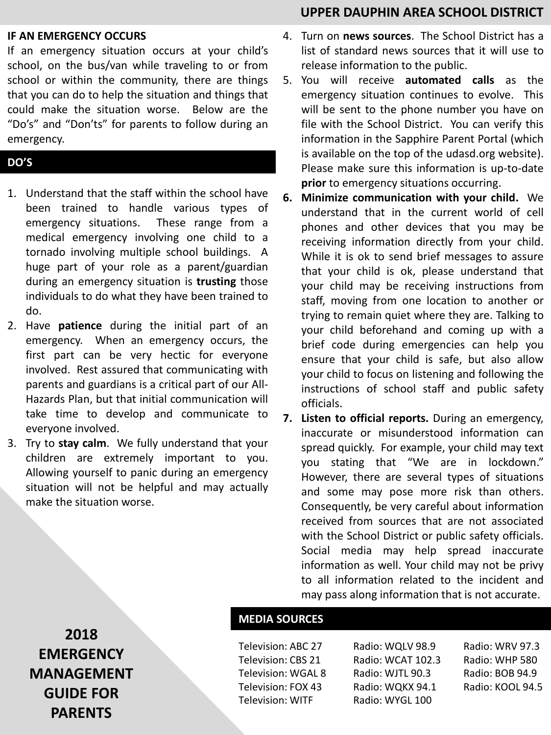## IF AN EMERGENCY OCCURS

If an emergency situation occurs at your child's school, on the bus/van while traveling to or from school or within the community, there are things that you can do to help the situation and things that could make the situation worse. Below are the "Do's" and "Don'ts" for parents to follow during an emergency.

## DO'S

1. Understand that the staff within the school have been trained to handle various types of emergency situations. These range from a medical emergency involving one child to a tornado involving multiple school buildings. A huge part of your role as a parent/guardian during an emergency situation is **trusting** those individuals to do what they have been trained to do.
2. Have **patience** during the initial part of an emergency. When an emergency occurs, the first part can be very hectic for everyone involved. Rest assured that communicating with parents and guardians is a critical part of our All-Hazards Plan, but that initial communication will take time to develop and communicate to everyone involved.
3. Try to **stay calm**. We fully understand that your children are extremely important to you. Allowing yourself to panic during an emergency situation will not be helpful and may actually make the situation worse.
4. Turn on **news sources**. The School District has a list of standard news sources that it will use to release information to the public.
5. You will receive **automated calls** as the emergency situation continues to evolve. This will be sent to the phone number you have on file with the School District. You can verify this information in the Sapphire Parent Portal (which is available on the top of the udasd.org website). Please make sure this information is up-to-date **prior** to emergency situations occurring.
6. **Minimize communication with your child.** We understand that in the current world of cell phones and other devices that you may be receiving information directly from your child. While it is ok to send brief messages to assure that your child is ok, please understand that your child may be receiving instructions from staff, moving from one location to another or trying to remain quiet where they are. Talking to your child beforehand and coming up with a brief code during emergencies can help you ensure that your child is safe, but also allow your child to focus on listening and following the instructions of school staff and public safety officials.
7. **Listen to official reports.** During an emergency, inaccurate or misunderstood information can spread quickly. For example, your child may text you stating that "We are in lockdown." However, there are several types of situations and some may pose more risk than others. Consequently, be very careful about information received from sources that are not associated with the School District or public safety officials. Social media may help spread inaccurate information as well. Your child may not be privy to all information related to the incident and may pass along information that is not accurate.

## MEDIA SOURCES

| | | |
|---|---|---|
| Television: ABC 27 | Radio: WQLV 98.9 | Radio: WRV 97.3 |
| Television: CBS 21 | Radio: WCAT 102.3 | Radio: WHP 580 |
| Television: WGAL 8 | Radio: WJTL 90.3 | Radio: BOB 94.9 |
| Television: FOX 43 | Radio: WQKX 94.1 | Radio: KOOL 94.5 |
| Television: WITF | Radio: WYGL 100 | |

**2018 EMERGENCY MANAGEMENT GUIDE FOR PARENTS**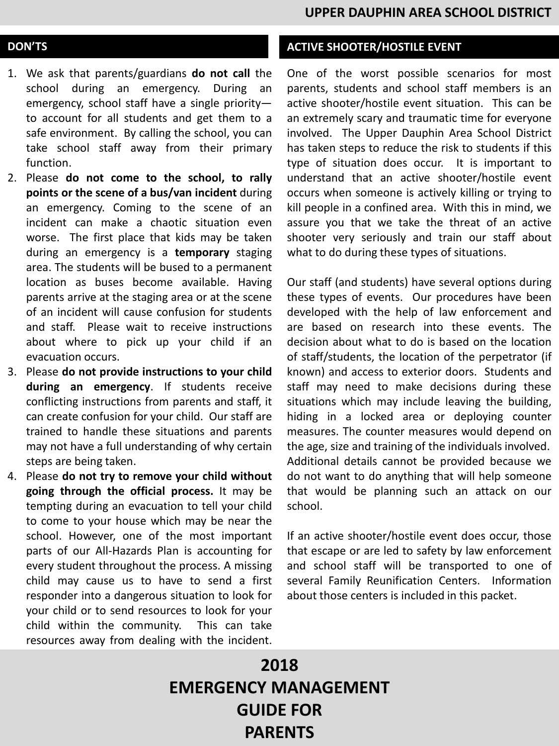## DON'TS

1. We ask that parents/guardians **do not call** the school during an emergency. During an emergency, school staff have a single priority—to account for all students and get them to a safe environment. By calling the school, you can take school staff away from their primary function.
2. Please **do not come to the school, to rally points or the scene of a bus/van incident** during an emergency. Coming to the scene of an incident can make a chaotic situation even worse. The first place that kids may be taken during an emergency is a **temporary** staging area. The students will be bused to a permanent location as buses become available. Having parents arrive at the staging area or at the scene of an incident will cause confusion for students and staff. Please wait to receive instructions about where to pick up your child if an evacuation occurs.
3. Please **do not provide instructions to your child during an emergency**. If students receive conflicting instructions from parents and staff, it can create confusion for your child. Our staff are trained to handle these situations and parents may not have a full understanding of why certain steps are being taken.
4. Please **do not try to remove your child without going through the official process.** It may be tempting during an evacuation to tell your child to come to your house which may be near the school. However, one of the most important parts of our All-Hazards Plan is accounting for every student throughout the process. A missing child may cause us to have to send a first responder into a dangerous situation to look for your child or to send resources to look for your child within the community. This can take resources away from dealing with the incident.

## ACTIVE SHOOTER/HOSTILE EVENT

One of the worst possible scenarios for most parents, students and school staff members is an active shooter/hostile event situation. This can be an extremely scary and traumatic time for everyone involved. The Upper Dauphin Area School District has taken steps to reduce the risk to students if this type of situation does occur. It is important to understand that an active shooter/hostile event occurs when someone is actively killing or trying to kill people in a confined area. With this in mind, we assure you that we take the threat of an active shooter very seriously and train our staff about what to do during these types of situations.

Our staff (and students) have several options during these types of events. Our procedures have been developed with the help of law enforcement and are based on research into these events. The decision about what to do is based on the location of staff/students, the location of the perpetrator (if known) and access to exterior doors. Students and staff may need to make decisions during these situations which may include leaving the building, hiding in a locked area or deploying counter measures. The counter measures would depend on the age, size and training of the individuals involved. Additional details cannot be provided because we do not want to do anything that will help someone that would be planning such an attack on our school.

If an active shooter/hostile event does occur, those that escape or are led to safety by law enforcement and school staff will be transported to one of several Family Reunification Centers. Information about those centers is included in this packet.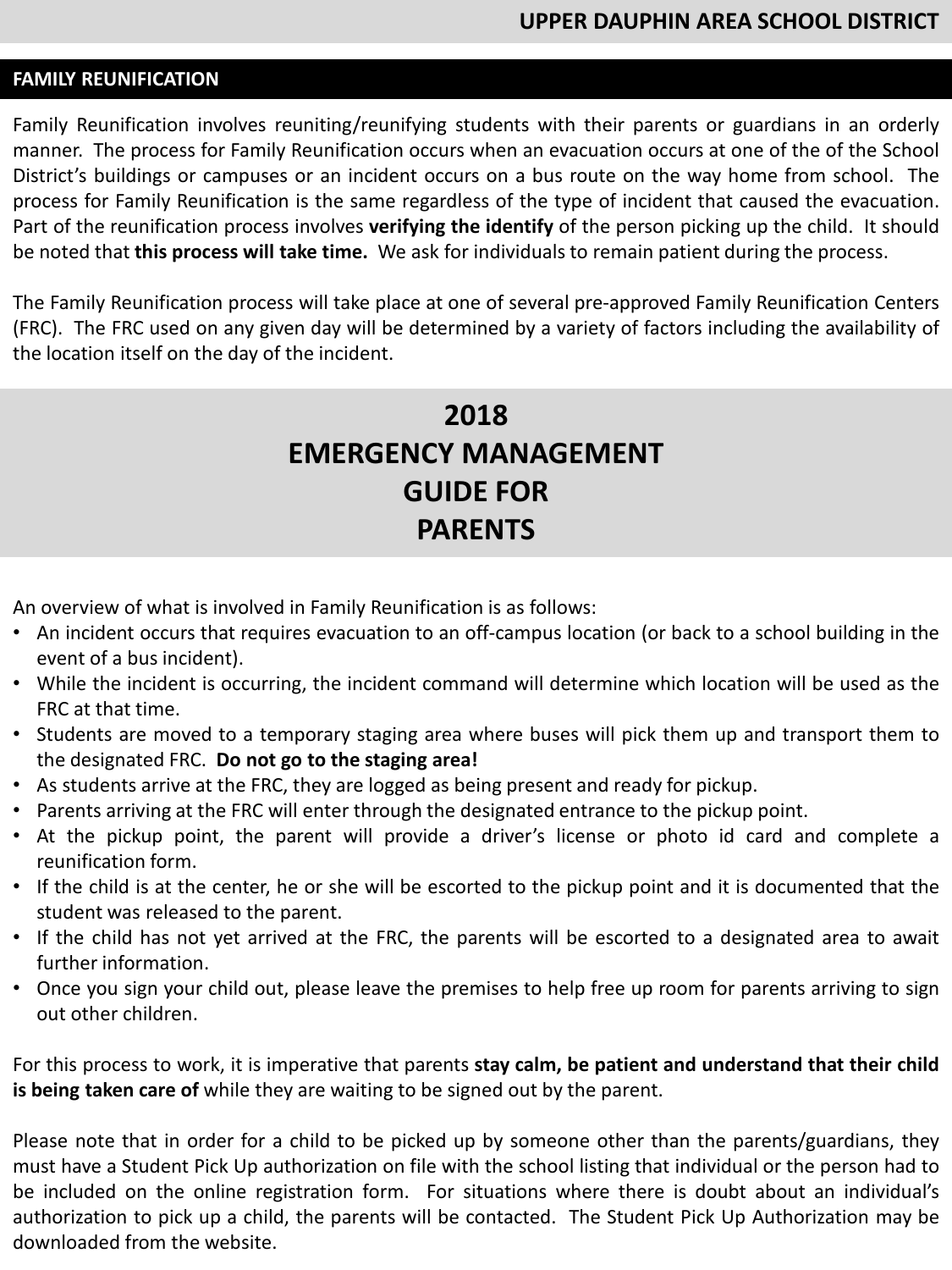## FAMILY REUNIFICATION

Family Reunification involves reuniting/reunifying students with their parents or guardians in an orderly manner. The process for Family Reunification occurs when an evacuation occurs at one of the of the School District's buildings or campuses or an incident occurs on a bus route on the way home from school. The process for Family Reunification is the same regardless of the type of incident that caused the evacuation. Part of the reunification process involves **verifying the identify** of the person picking up the child. It should be noted that **this process will take time.** We ask for individuals to remain patient during the process.

The Family Reunification process will take place at one of several pre-approved Family Reunification Centers (FRC). The FRC used on any given day will be determined by a variety of factors including the availability of the location itself on the day of the incident.

# 2018 EMERGENCY MANAGEMENT GUIDE FOR PARENTS

An overview of what is involved in Family Reunification is as follows:

- An incident occurs that requires evacuation to an off-campus location (or back to a school building in the event of a bus incident).
- While the incident is occurring, the incident command will determine which location will be used as the FRC at that time.
- Students are moved to a temporary staging area where buses will pick them up and transport them to the designated FRC. **Do not go to the staging area!**
- As students arrive at the FRC, they are logged as being present and ready for pickup.
- Parents arriving at the FRC will enter through the designated entrance to the pickup point.
- At the pickup point, the parent will provide a driver's license or photo id card and complete a reunification form.
- If the child is at the center, he or she will be escorted to the pickup point and it is documented that the student was released to the parent.
- If the child has not yet arrived at the FRC, the parents will be escorted to a designated area to await further information.
- Once you sign your child out, please leave the premises to help free up room for parents arriving to sign out other children.

For this process to work, it is imperative that parents **stay calm, be patient and understand that their child is being taken care of** while they are waiting to be signed out by the parent.

Please note that in order for a child to be picked up by someone other than the parents/guardians, they must have a Student Pick Up authorization on file with the school listing that individual or the person had to be included on the online registration form. For situations where there is doubt about an individual's authorization to pick up a child, the parents will be contacted. The Student Pick Up Authorization may be downloaded from the website.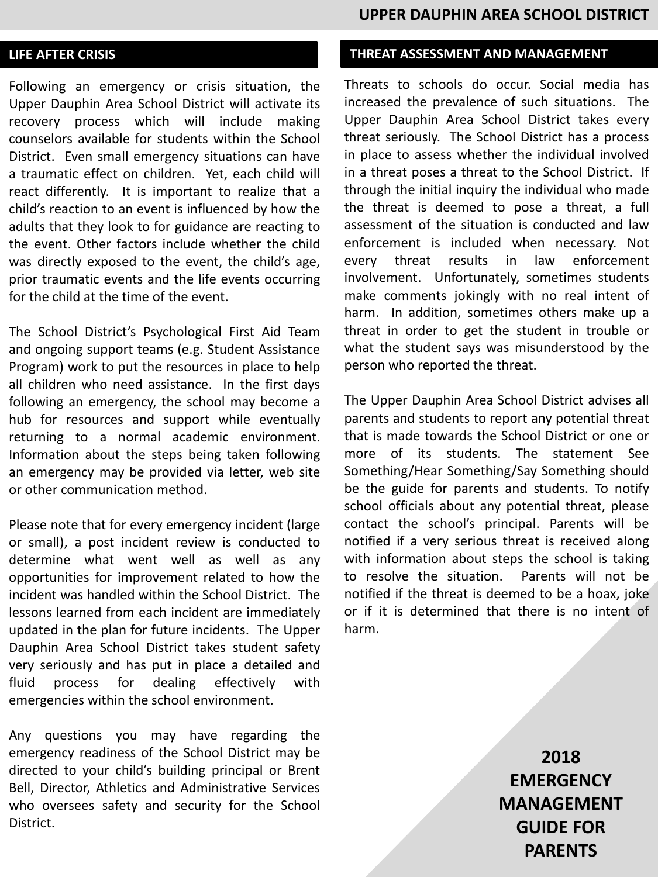## LIFE AFTER CRISIS

Following an emergency or crisis situation, the Upper Dauphin Area School District will activate its recovery process which will include making counselors available for students within the School District. Even small emergency situations can have a traumatic effect on children. Yet, each child will react differently. It is important to realize that a child's reaction to an event is influenced by how the adults that they look to for guidance are reacting to the event. Other factors include whether the child was directly exposed to the event, the child's age, prior traumatic events and the life events occurring for the child at the time of the event.

The School District's Psychological First Aid Team and ongoing support teams (e.g. Student Assistance Program) work to put the resources in place to help all children who need assistance. In the first days following an emergency, the school may become a hub for resources and support while eventually returning to a normal academic environment. Information about the steps being taken following an emergency may be provided via letter, web site or other communication method.

Please note that for every emergency incident (large or small), a post incident review is conducted to determine what went well as well as any opportunities for improvement related to how the incident was handled within the School District. The lessons learned from each incident are immediately updated in the plan for future incidents. The Upper Dauphin Area School District takes student safety very seriously and has put in place a detailed and fluid process for dealing effectively with emergencies within the school environment.

Any questions you may have regarding the emergency readiness of the School District may be directed to your child's building principal or Brent Bell, Director, Athletics and Administrative Services who oversees safety and security for the School District.

## THREAT ASSESSMENT AND MANAGEMENT

Threats to schools do occur. Social media has increased the prevalence of such situations. The Upper Dauphin Area School District takes every threat seriously. The School District has a process in place to assess whether the individual involved in a threat poses a threat to the School District. If through the initial inquiry the individual who made the threat is deemed to pose a threat, a full assessment of the situation is conducted and law enforcement is included when necessary. Not every threat results in law enforcement involvement. Unfortunately, sometimes students make comments jokingly with no real intent of harm. In addition, sometimes others make up a threat in order to get the student in trouble or what the student says was misunderstood by the person who reported the threat.

The Upper Dauphin Area School District advises all parents and students to report any potential threat that is made towards the School District or one or more of its students. The statement See Something/Hear Something/Say Something should be the guide for parents and students. To notify school officials about any potential threat, please contact the school's principal. Parents will be notified if a very serious threat is received along with information about steps the school is taking to resolve the situation. Parents will not be notified if the threat is deemed to be a hoax, joke or if it is determined that there is no intent of harm.

**2018 EMERGENCY MANAGEMENT GUIDE FOR PARENTS**